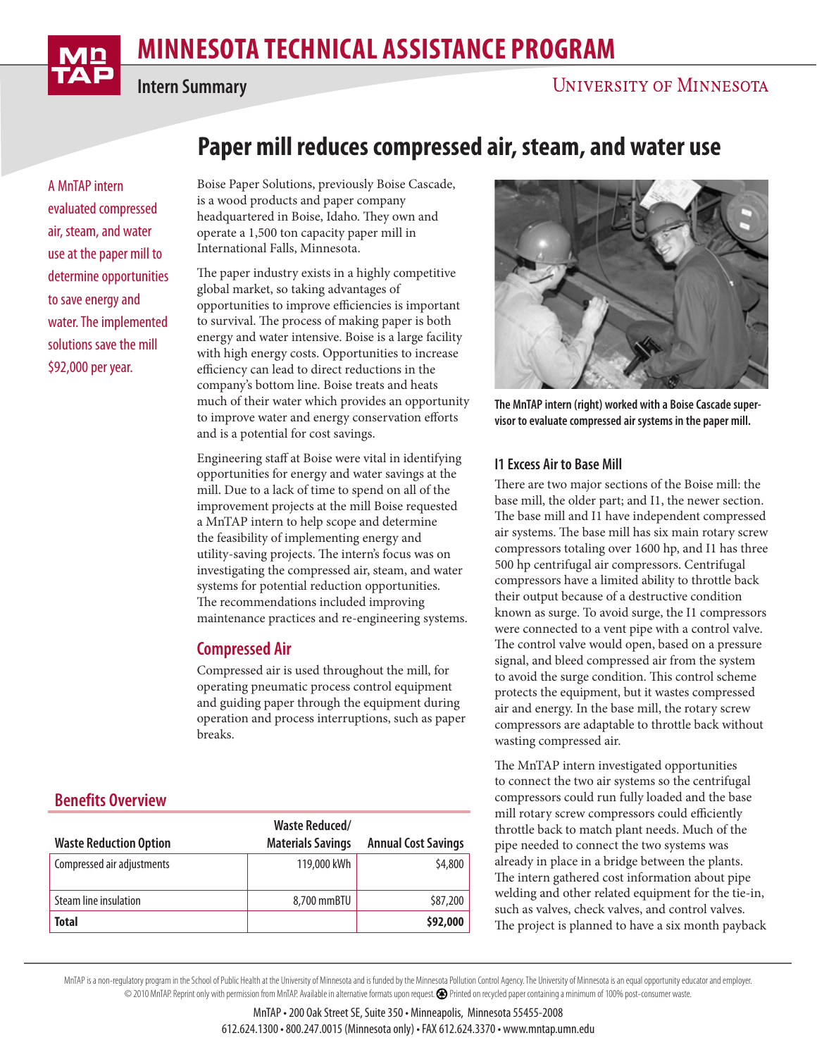# MINNESOTA TECHNICAL ASSISTANCE PROGRAM

Intern Summary

UNIVERSITY OF MINNESOTA

# Paper mill reduces compressed air, steam, and water use

A MnTAP intern evaluated compressed air, steam, and water use at the paper mill to determine opportunities to save energy and water. The implemented solutions save the mill $92,000 per year.

Boise Paper Solutions, previously Boise Cascade, is a wood products and paper company headquartered in Boise, Idaho. They own and operate a 1,500 ton capacity paper mill in International Falls, Minnesota.

The paper industry exists in a highly competitive global market, so taking advantages of opportunities to improve efficiencies is important to survival. The process of making paper is both energy and water intensive. Boise is a large facility with high energy costs. Opportunities to increase efficiency can lead to direct reductions in the company's bottom line. Boise treats and heats much of their water which provides an opportunity to improve water and energy conservation efforts and is a potential for cost savings.

Engineering staff at Boise were vital in identifying opportunities for energy and water savings at the mill. Due to a lack of time to spend on all of the improvement projects at the mill Boise requested a MnTAP intern to help scope and determine the feasibility of implementing energy and utility-saving projects. The intern's focus was on investigating the compressed air, steam, and water systems for potential reduction opportunities. The recommendations included improving maintenance practices and re-engineering systems.

## Compressed Air

Compressed air is used throughout the mill, for operating pneumatic process control equipment and guiding paper through the equipment during operation and process interruptions, such as paper breaks.

**The MnTAP intern (right) worked with a Boise Cascade supervisor to evaluate compressed air systems in the paper mill.**

### I1 Excess Air to Base Mill

There are two major sections of the Boise mill: the base mill, the older part; and I1, the newer section. The base mill and I1 have independent compressed air systems. The base mill has six main rotary screw compressors totaling over 1600 hp, and I1 has three 500 hp centrifugal air compressors. Centrifugal compressors have a limited ability to throttle back their output because of a destructive condition known as surge. To avoid surge, the I1 compressors were connected to a vent pipe with a control valve. The control valve would open, based on a pressure signal, and bleed compressed air from the system to avoid the surge condition. This control scheme protects the equipment, but it wastes compressed air and energy. In the base mill, the rotary screw compressors are adaptable to throttle back without wasting compressed air.

The MnTAP intern investigated opportunities to connect the two air systems so the centrifugal compressors could run fully loaded and the base mill rotary screw compressors could efficiently throttle back to match plant needs. Much of the pipe needed to connect the two systems was already in place in a bridge between the plants. The intern gathered cost information about pipe welding and other related equipment for the tie-in, such as valves, check valves, and control valves. The project is planned to have a six month payback

## Benefits Overview

| Waste Reduction Option | Waste Reduced/ Materials Savings | Annual Cost Savings |
|---|---|---|
| Compressed air adjustments | 119,000 kWh | $4,800 |
| Steam line insulation | 8,700 mmBTU | $87,200 |
| **Total** | | **$92,000** |

MnTAP is a non-regulatory program in the School of Public Health at the University of Minnesota and is funded by the Minnesota Pollution Control Agency. The University of Minnesota is an equal opportunity educator and employer. © 2010 MnTAP. Reprint only with permission from MnTAP. Available in alternative formats upon request. Printed on recycled paper containing a minimum of 100% post-consumer waste.

MnTAP • 200 Oak Street SE, Suite 350 • Minneapolis, Minnesota 55455-2008
612.624.1300 • 800.247.0015 (Minnesota only) • FAX 612.624.3370 • www.mntap.umn.edu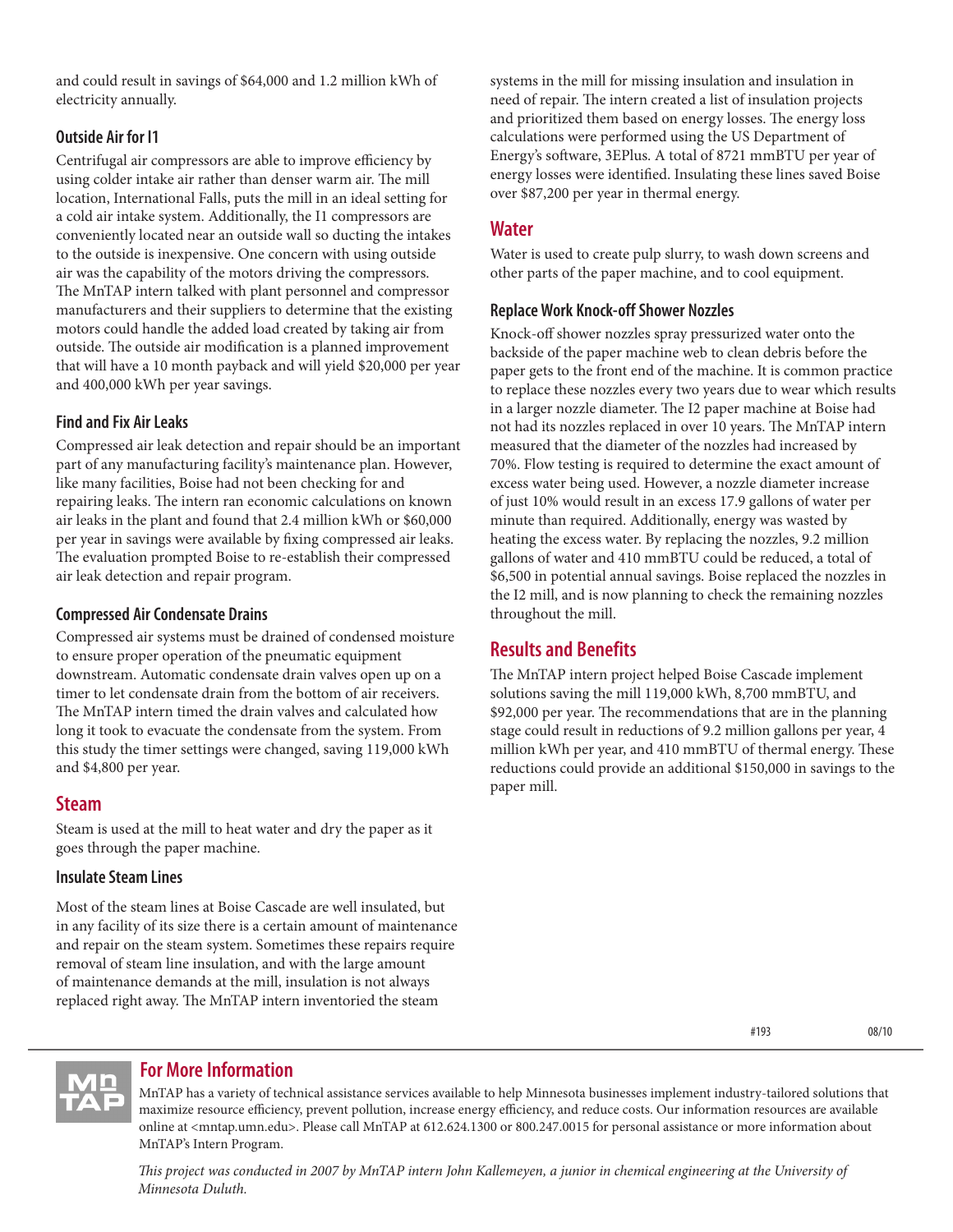and could result in savings of $64,000 and 1.2 million kWh of electricity annually.

### Outside Air for I1

Centrifugal air compressors are able to improve efficiency by using colder intake air rather than denser warm air. The mill location, International Falls, puts the mill in an ideal setting for a cold air intake system. Additionally, the I1 compressors are conveniently located near an outside wall so ducting the intakes to the outside is inexpensive. One concern with using outside air was the capability of the motors driving the compressors. The MnTAP intern talked with plant personnel and compressor manufacturers and their suppliers to determine that the existing motors could handle the added load created by taking air from outside. The outside air modification is a planned improvement that will have a 10 month payback and will yield $20,000 per year and 400,000 kWh per year savings.

### Find and Fix Air Leaks

Compressed air leak detection and repair should be an important part of any manufacturing facility's maintenance plan. However, like many facilities, Boise had not been checking for and repairing leaks. The intern ran economic calculations on known air leaks in the plant and found that 2.4 million kWh or $60,000 per year in savings were available by fixing compressed air leaks. The evaluation prompted Boise to re-establish their compressed air leak detection and repair program.

### Compressed Air Condensate Drains

Compressed air systems must be drained of condensed moisture to ensure proper operation of the pneumatic equipment downstream. Automatic condensate drain valves open up on a timer to let condensate drain from the bottom of air receivers. The MnTAP intern timed the drain valves and calculated how long it took to evacuate the condensate from the system. From this study the timer settings were changed, saving 119,000 kWh and $4,800 per year.

## Steam

Steam is used at the mill to heat water and dry the paper as it goes through the paper machine.

### Insulate Steam Lines

Most of the steam lines at Boise Cascade are well insulated, but in any facility of its size there is a certain amount of maintenance and repair on the steam system. Sometimes these repairs require removal of steam line insulation, and with the large amount of maintenance demands at the mill, insulation is not always replaced right away. The MnTAP intern inventoried the steam systems in the mill for missing insulation and insulation in need of repair. The intern created a list of insulation projects and prioritized them based on energy losses. The energy loss calculations were performed using the US Department of Energy's software, 3EPlus. A total of 8721 mmBTU per year of energy losses were identified. Insulating these lines saved Boise over $87,200 per year in thermal energy.

## Water

Water is used to create pulp slurry, to wash down screens and other parts of the paper machine, and to cool equipment.

### Replace Work Knock-off Shower Nozzles

Knock-off shower nozzles spray pressurized water onto the backside of the paper machine web to clean debris before the paper gets to the front end of the machine. It is common practice to replace these nozzles every two years due to wear which results in a larger nozzle diameter. The I2 paper machine at Boise had not had its nozzles replaced in over 10 years. The MnTAP intern measured that the diameter of the nozzles had increased by 70%. Flow testing is required to determine the exact amount of excess water being used. However, a nozzle diameter increase of just 10% would result in an excess 17.9 gallons of water per minute than required. Additionally, energy was wasted by heating the excess water. By replacing the nozzles, 9.2 million gallons of water and 410 mmBTU could be reduced, a total of $6,500 in potential annual savings. Boise replaced the nozzles in the I2 mill, and is now planning to check the remaining nozzles throughout the mill.

## Results and Benefits

The MnTAP intern project helped Boise Cascade implement solutions saving the mill 119,000 kWh, 8,700 mmBTU, and $92,000 per year. The recommendations that are in the planning stage could result in reductions of 9.2 million gallons per year, 4 million kWh per year, and 410 mmBTU of thermal energy. These reductions could provide an additional $150,000 in savings to the paper mill.

#193 08/10

## For More Information

MnTAP has a variety of technical assistance services available to help Minnesota businesses implement industry-tailored solutions that maximize resource efficiency, prevent pollution, increase energy efficiency, and reduce costs. Our information resources are available online at <mntap.umn.edu>. Please call MnTAP at 612.624.1300 or 800.247.0015 for personal assistance or more information about MnTAP's Intern Program.

*This project was conducted in 2007 by MnTAP intern John Kallemeyen, a junior in chemical engineering at the University of Minnesota Duluth.*